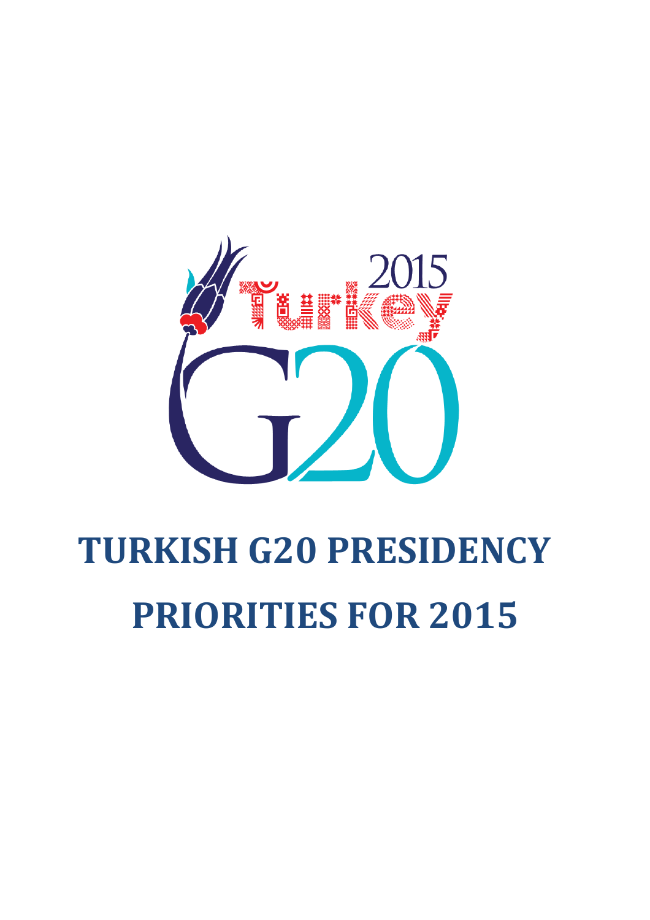# TURKISH G20 PRESIDENCY PRIORITIES FOR 2015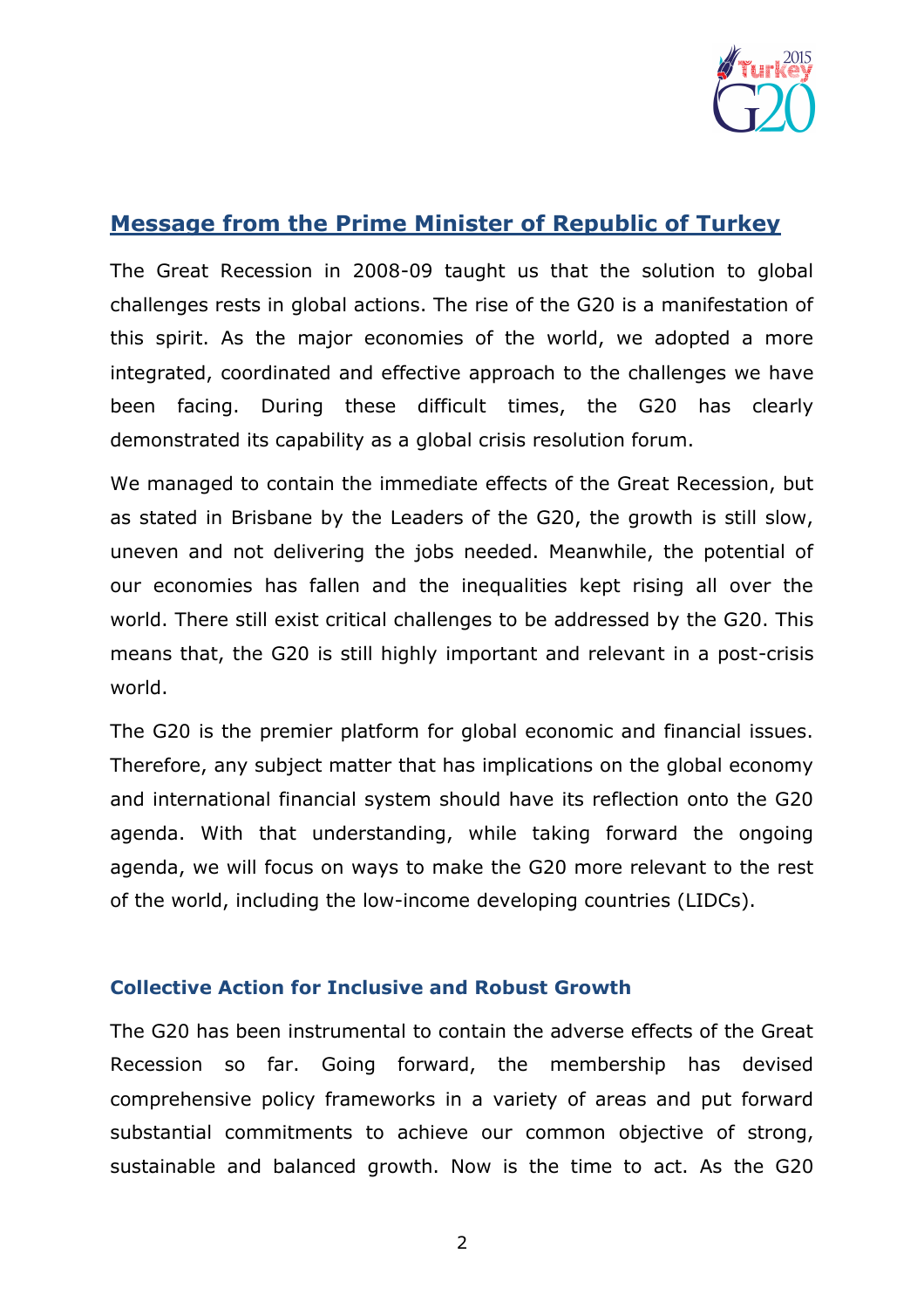## Message from the Prime Minister of Republic of Turkey

The Great Recession in 2008-09 taught us that the solution to global challenges rests in global actions. The rise of the G20 is a manifestation of this spirit. As the major economies of the world, we adopted a more integrated, coordinated and effective approach to the challenges we have been facing. During these difficult times, the G20 has clearly demonstrated its capability as a global crisis resolution forum.

We managed to contain the immediate effects of the Great Recession, but as stated in Brisbane by the Leaders of the G20, the growth is still slow, uneven and not delivering the jobs needed. Meanwhile, the potential of our economies has fallen and the inequalities kept rising all over the world. There still exist critical challenges to be addressed by the G20. This means that, the G20 is still highly important and relevant in a post-crisis world.

The G20 is the premier platform for global economic and financial issues. Therefore, any subject matter that has implications on the global economy and international financial system should have its reflection onto the G20 agenda. With that understanding, while taking forward the ongoing agenda, we will focus on ways to make the G20 more relevant to the rest of the world, including the low-income developing countries (LIDCs).

### Collective Action for Inclusive and Robust Growth

The G20 has been instrumental to contain the adverse effects of the Great Recession so far. Going forward, the membership has devised comprehensive policy frameworks in a variety of areas and put forward substantial commitments to achieve our common objective of strong, sustainable and balanced growth. Now is the time to act. As the G20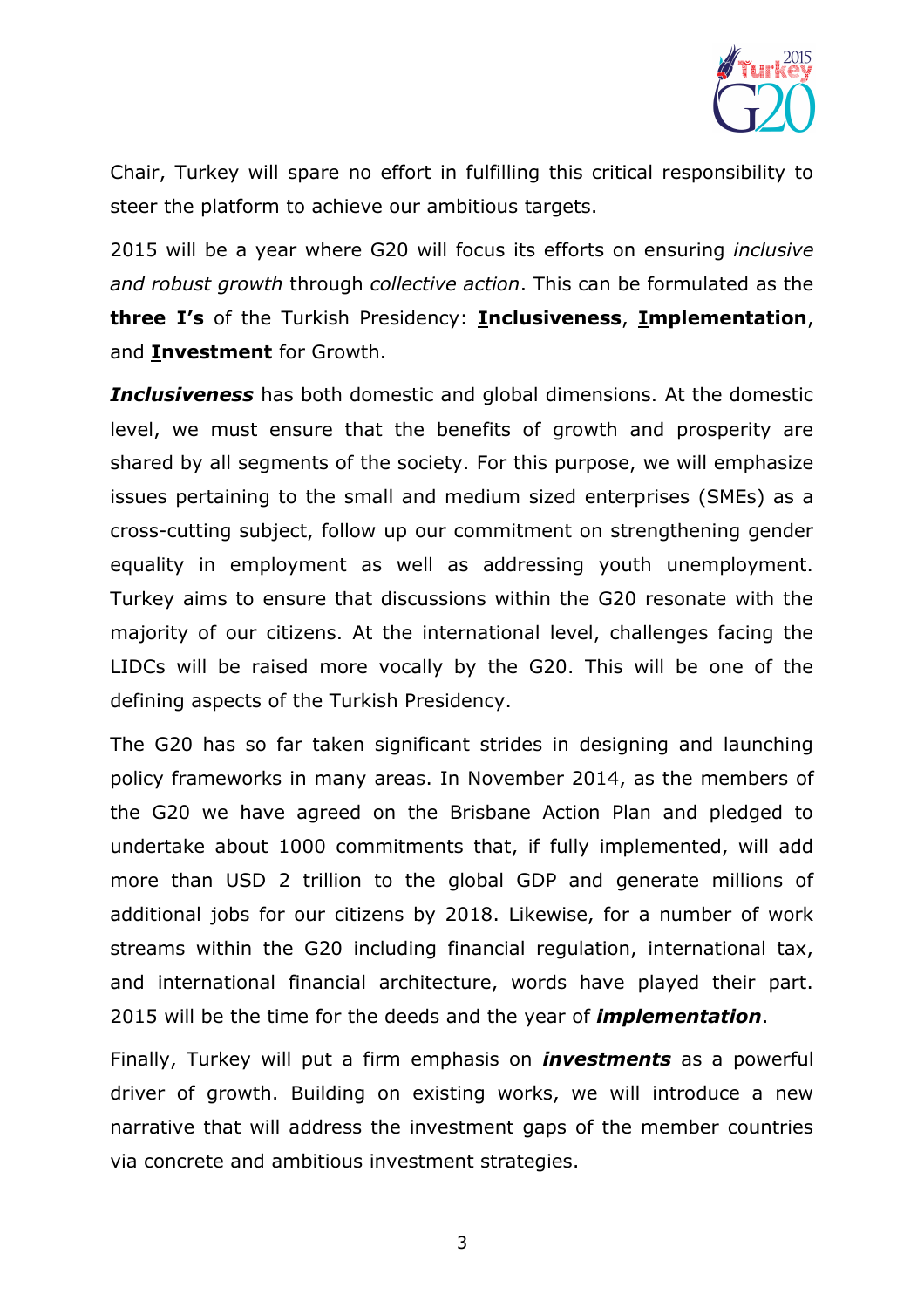Chair, Turkey will spare no effort in fulfilling this critical responsibility to steer the platform to achieve our ambitious targets.

2015 will be a year where G20 will focus its efforts on ensuring *inclusive and robust growth* through *collective action*. This can be formulated as the **three I's** of the Turkish Presidency: **Inclusiveness**, **Implementation**, and **Investment** for Growth.

***Inclusiveness*** has both domestic and global dimensions. At the domestic level, we must ensure that the benefits of growth and prosperity are shared by all segments of the society. For this purpose, we will emphasize issues pertaining to the small and medium sized enterprises (SMEs) as a cross-cutting subject, follow up our commitment on strengthening gender equality in employment as well as addressing youth unemployment. Turkey aims to ensure that discussions within the G20 resonate with the majority of our citizens. At the international level, challenges facing the LIDCs will be raised more vocally by the G20. This will be one of the defining aspects of the Turkish Presidency.

The G20 has so far taken significant strides in designing and launching policy frameworks in many areas. In November 2014, as the members of the G20 we have agreed on the Brisbane Action Plan and pledged to undertake about 1000 commitments that, if fully implemented, will add more than USD 2 trillion to the global GDP and generate millions of additional jobs for our citizens by 2018. Likewise, for a number of work streams within the G20 including financial regulation, international tax, and international financial architecture, words have played their part. 2015 will be the time for the deeds and the year of ***implementation***.

Finally, Turkey will put a firm emphasis on ***investments*** as a powerful driver of growth. Building on existing works, we will introduce a new narrative that will address the investment gaps of the member countries via concrete and ambitious investment strategies.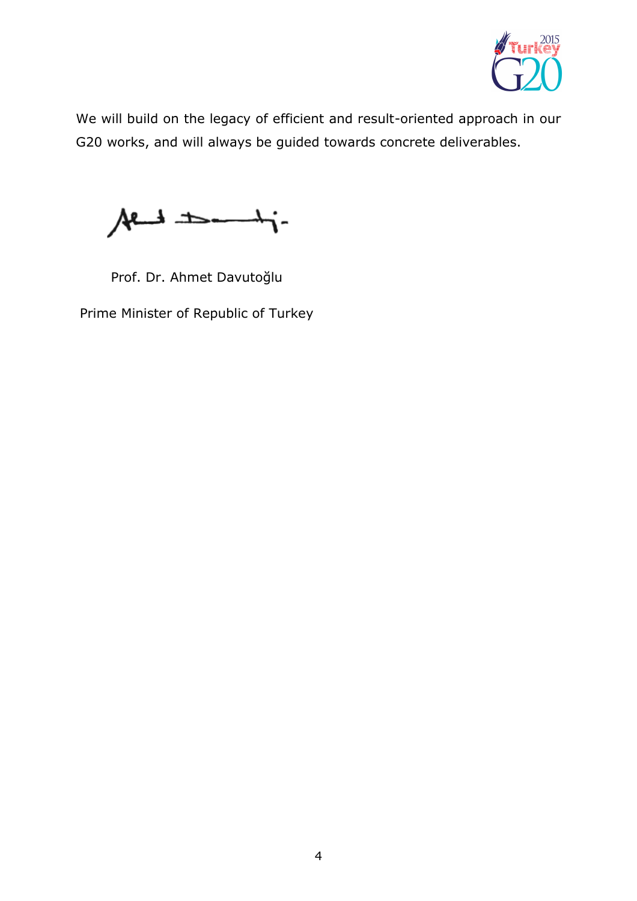We will build on the legacy of efficient and result-oriented approach in our G20 works, and will always be guided towards concrete deliverables.

Prof. Dr. Ahmet Davutoğlu

Prime Minister of Republic of Turkey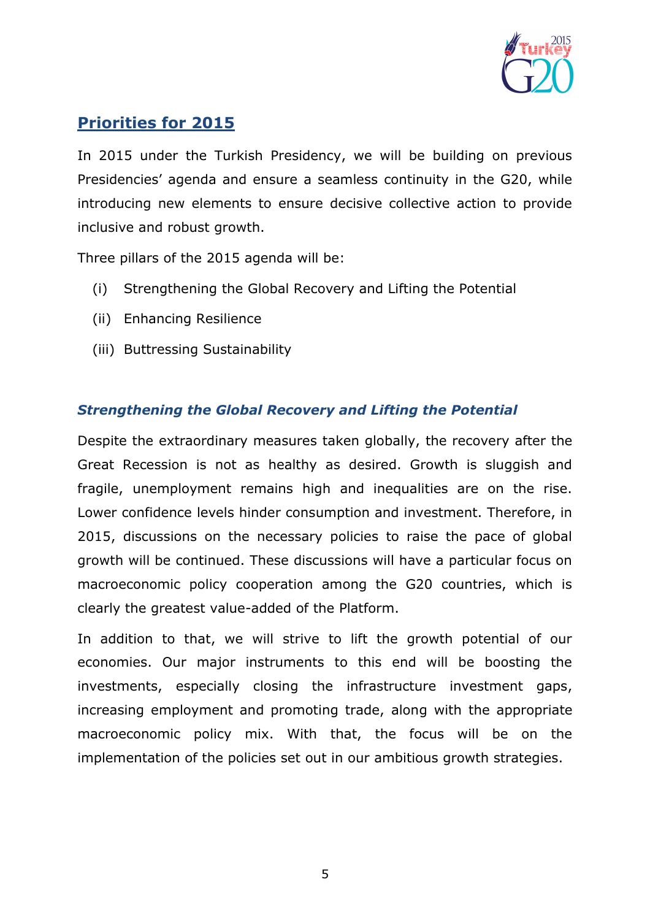## Priorities for 2015

In 2015 under the Turkish Presidency, we will be building on previous Presidencies' agenda and ensure a seamless continuity in the G20, while introducing new elements to ensure decisive collective action to provide inclusive and robust growth.

Three pillars of the 2015 agenda will be:

(i) Strengthening the Global Recovery and Lifting the Potential

(ii) Enhancing Resilience

(iii) Buttressing Sustainability

### *Strengthening the Global Recovery and Lifting the Potential*

Despite the extraordinary measures taken globally, the recovery after the Great Recession is not as healthy as desired. Growth is sluggish and fragile, unemployment remains high and inequalities are on the rise. Lower confidence levels hinder consumption and investment. Therefore, in 2015, discussions on the necessary policies to raise the pace of global growth will be continued. These discussions will have a particular focus on macroeconomic policy cooperation among the G20 countries, which is clearly the greatest value-added of the Platform.

In addition to that, we will strive to lift the growth potential of our economies. Our major instruments to this end will be boosting the investments, especially closing the infrastructure investment gaps, increasing employment and promoting trade, along with the appropriate macroeconomic policy mix. With that, the focus will be on the implementation of the policies set out in our ambitious growth strategies.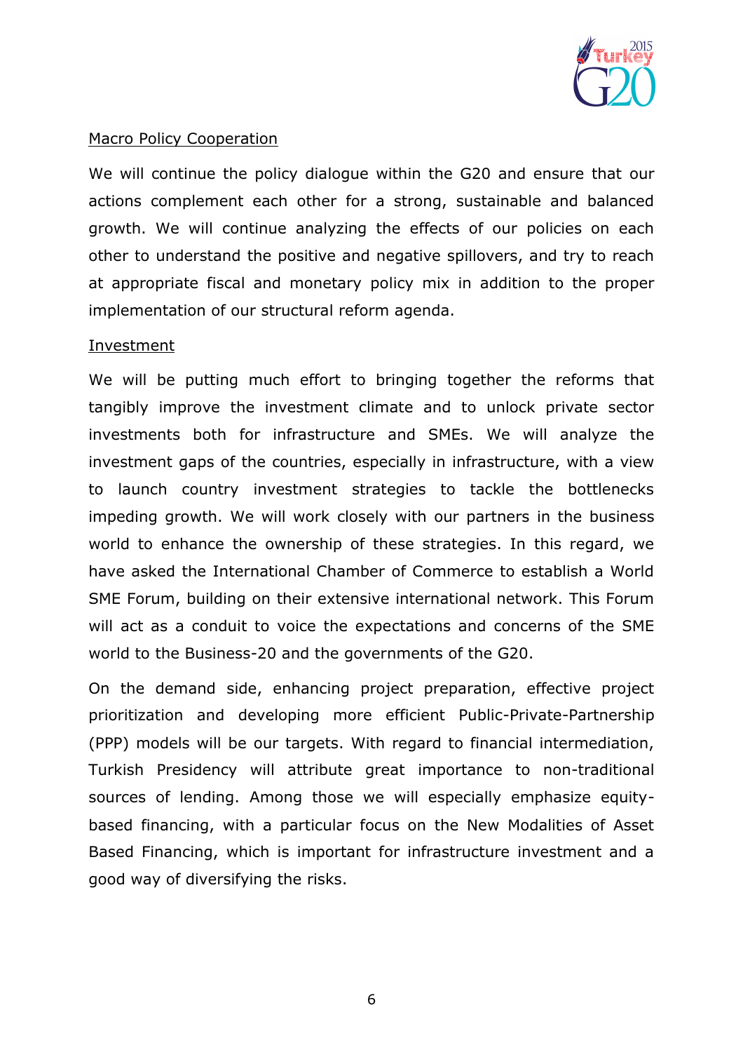Macro Policy Cooperation

We will continue the policy dialogue within the G20 and ensure that our actions complement each other for a strong, sustainable and balanced growth. We will continue analyzing the effects of our policies on each other to understand the positive and negative spillovers, and try to reach at appropriate fiscal and monetary policy mix in addition to the proper implementation of our structural reform agenda.

Investment

We will be putting much effort to bringing together the reforms that tangibly improve the investment climate and to unlock private sector investments both for infrastructure and SMEs. We will analyze the investment gaps of the countries, especially in infrastructure, with a view to launch country investment strategies to tackle the bottlenecks impeding growth. We will work closely with our partners in the business world to enhance the ownership of these strategies. In this regard, we have asked the International Chamber of Commerce to establish a World SME Forum, building on their extensive international network. This Forum will act as a conduit to voice the expectations and concerns of the SME world to the Business-20 and the governments of the G20.

On the demand side, enhancing project preparation, effective project prioritization and developing more efficient Public-Private-Partnership (PPP) models will be our targets. With regard to financial intermediation, Turkish Presidency will attribute great importance to non-traditional sources of lending. Among those we will especially emphasize equity-based financing, with a particular focus on the New Modalities of Asset Based Financing, which is important for infrastructure investment and a good way of diversifying the risks.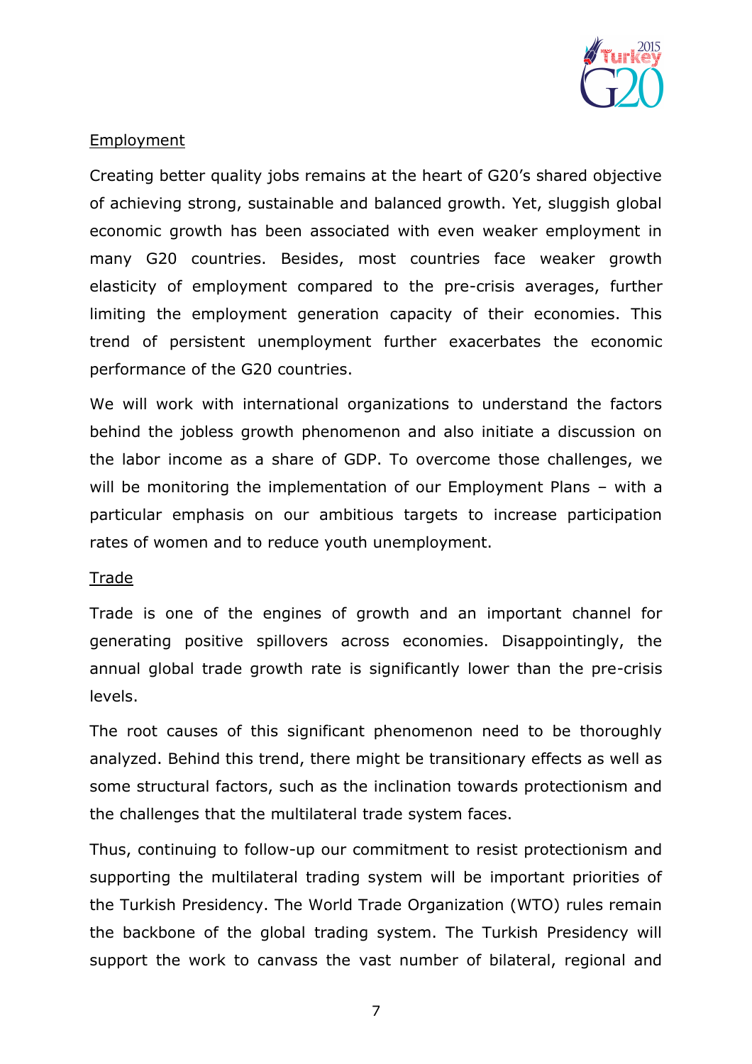## Employment

Creating better quality jobs remains at the heart of G20's shared objective of achieving strong, sustainable and balanced growth. Yet, sluggish global economic growth has been associated with even weaker employment in many G20 countries. Besides, most countries face weaker growth elasticity of employment compared to the pre-crisis averages, further limiting the employment generation capacity of their economies. This trend of persistent unemployment further exacerbates the economic performance of the G20 countries.

We will work with international organizations to understand the factors behind the jobless growth phenomenon and also initiate a discussion on the labor income as a share of GDP. To overcome those challenges, we will be monitoring the implementation of our Employment Plans – with a particular emphasis on our ambitious targets to increase participation rates of women and to reduce youth unemployment.

## Trade

Trade is one of the engines of growth and an important channel for generating positive spillovers across economies. Disappointingly, the annual global trade growth rate is significantly lower than the pre-crisis levels.

The root causes of this significant phenomenon need to be thoroughly analyzed. Behind this trend, there might be transitionary effects as well as some structural factors, such as the inclination towards protectionism and the challenges that the multilateral trade system faces.

Thus, continuing to follow-up our commitment to resist protectionism and supporting the multilateral trading system will be important priorities of the Turkish Presidency. The World Trade Organization (WTO) rules remain the backbone of the global trading system. The Turkish Presidency will support the work to canvass the vast number of bilateral, regional and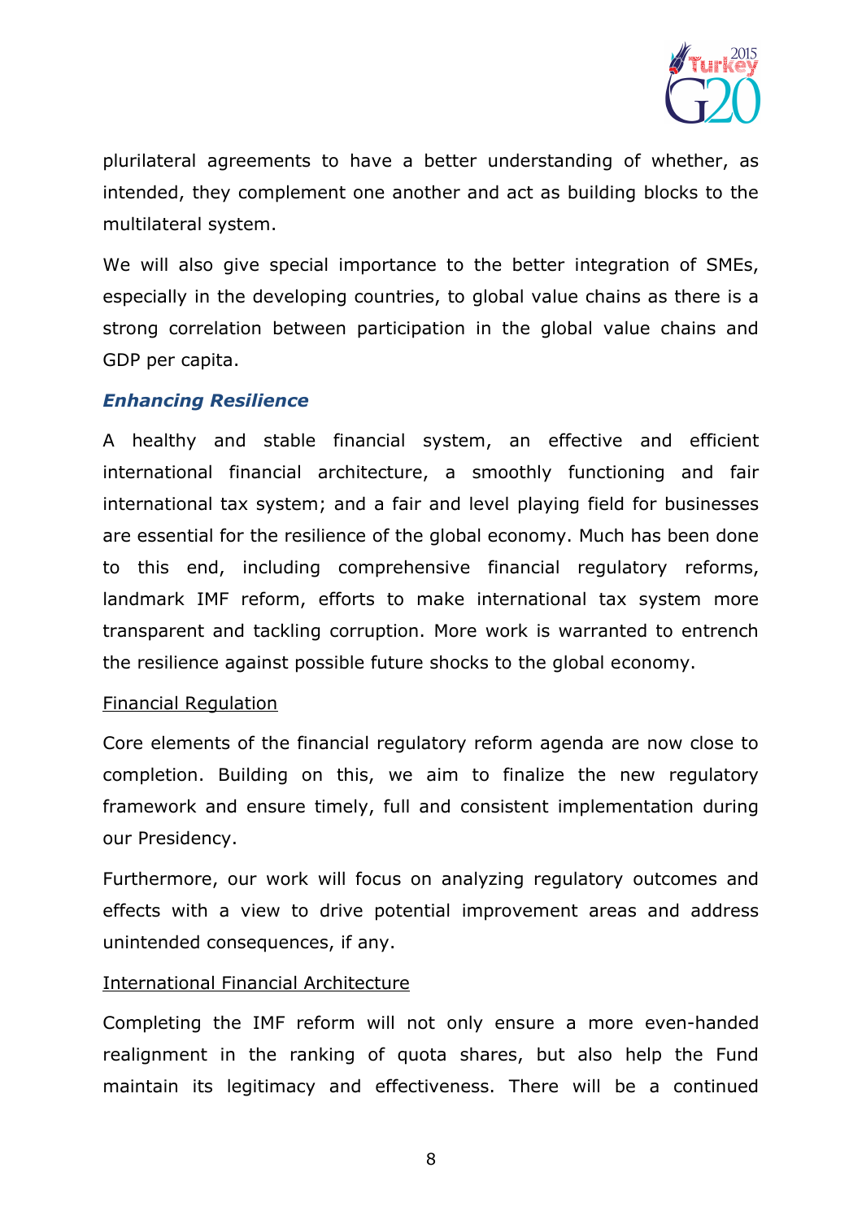plurilateral agreements to have a better understanding of whether, as intended, they complement one another and act as building blocks to the multilateral system.

We will also give special importance to the better integration of SMEs, especially in the developing countries, to global value chains as there is a strong correlation between participation in the global value chains and GDP per capita.

### *Enhancing Resilience*

A healthy and stable financial system, an effective and efficient international financial architecture, a smoothly functioning and fair international tax system; and a fair and level playing field for businesses are essential for the resilience of the global economy. Much has been done to this end, including comprehensive financial regulatory reforms, landmark IMF reform, efforts to make international tax system more transparent and tackling corruption. More work is warranted to entrench the resilience against possible future shocks to the global economy.

#### Financial Regulation

Core elements of the financial regulatory reform agenda are now close to completion. Building on this, we aim to finalize the new regulatory framework and ensure timely, full and consistent implementation during our Presidency.

Furthermore, our work will focus on analyzing regulatory outcomes and effects with a view to drive potential improvement areas and address unintended consequences, if any.

#### International Financial Architecture

Completing the IMF reform will not only ensure a more even-handed realignment in the ranking of quota shares, but also help the Fund maintain its legitimacy and effectiveness. There will be a continued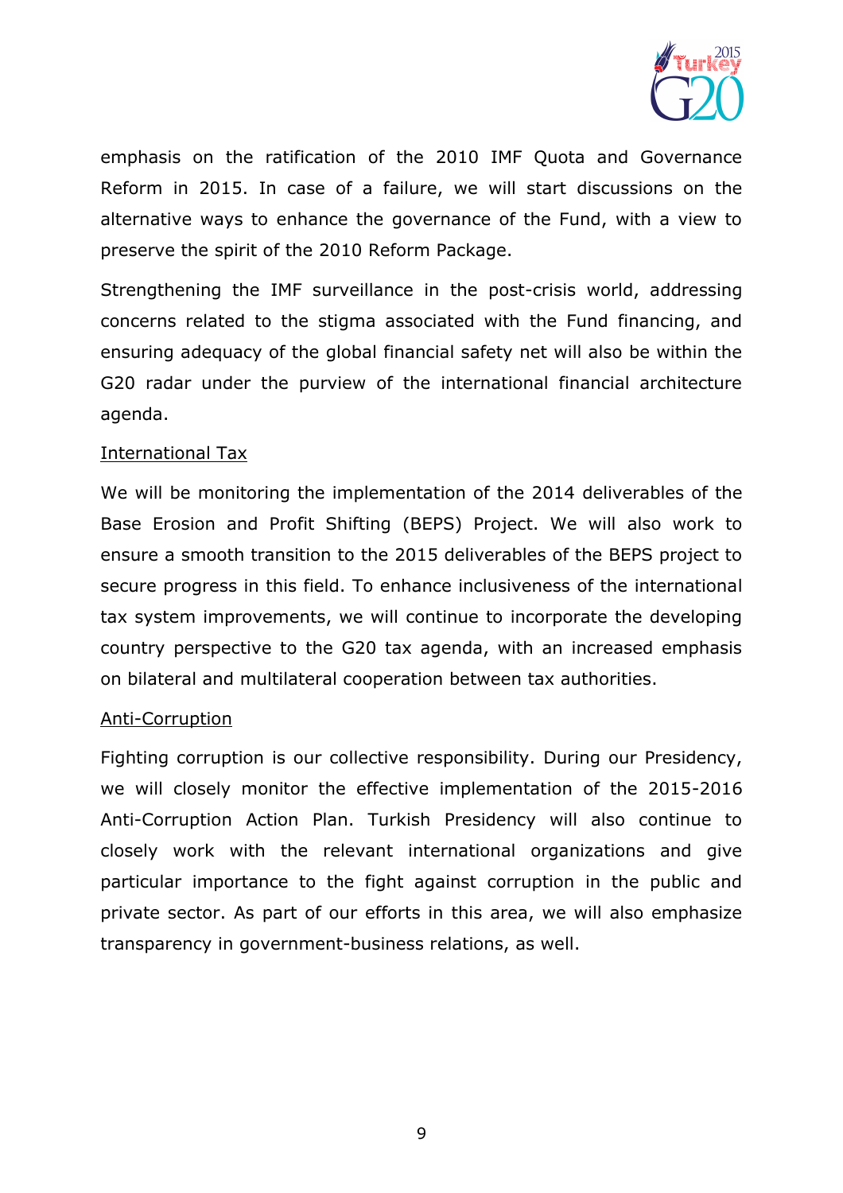emphasis on the ratification of the 2010 IMF Quota and Governance Reform in 2015. In case of a failure, we will start discussions on the alternative ways to enhance the governance of the Fund, with a view to preserve the spirit of the 2010 Reform Package.

Strengthening the IMF surveillance in the post-crisis world, addressing concerns related to the stigma associated with the Fund financing, and ensuring adequacy of the global financial safety net will also be within the G20 radar under the purview of the international financial architecture agenda.

<u>International Tax</u>

We will be monitoring the implementation of the 2014 deliverables of the Base Erosion and Profit Shifting (BEPS) Project. We will also work to ensure a smooth transition to the 2015 deliverables of the BEPS project to secure progress in this field. To enhance inclusiveness of the international tax system improvements, we will continue to incorporate the developing country perspective to the G20 tax agenda, with an increased emphasis on bilateral and multilateral cooperation between tax authorities.

<u>Anti-Corruption</u>

Fighting corruption is our collective responsibility. During our Presidency, we will closely monitor the effective implementation of the 2015-2016 Anti-Corruption Action Plan. Turkish Presidency will also continue to closely work with the relevant international organizations and give particular importance to the fight against corruption in the public and private sector. As part of our efforts in this area, we will also emphasize transparency in government-business relations, as well.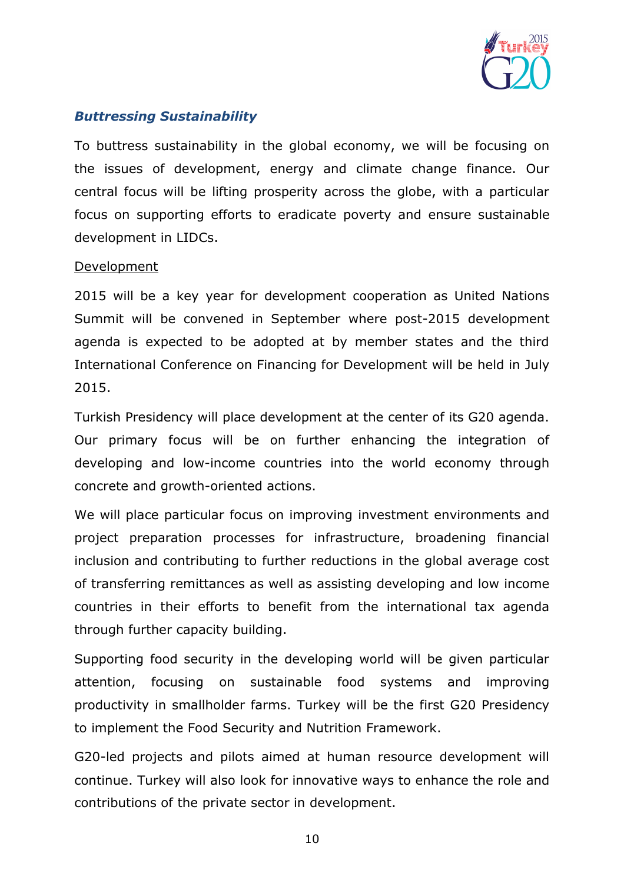### ***Buttressing Sustainability***

To buttress sustainability in the global economy, we will be focusing on the issues of development, energy and climate change finance. Our central focus will be lifting prosperity across the globe, with a particular focus on supporting efforts to eradicate poverty and ensure sustainable development in LIDCs.

<u>Development</u>

2015 will be a key year for development cooperation as United Nations Summit will be convened in September where post-2015 development agenda is expected to be adopted at by member states and the third International Conference on Financing for Development will be held in July 2015.

Turkish Presidency will place development at the center of its G20 agenda. Our primary focus will be on further enhancing the integration of developing and low-income countries into the world economy through concrete and growth-oriented actions.

We will place particular focus on improving investment environments and project preparation processes for infrastructure, broadening financial inclusion and contributing to further reductions in the global average cost of transferring remittances as well as assisting developing and low income countries in their efforts to benefit from the international tax agenda through further capacity building.

Supporting food security in the developing world will be given particular attention, focusing on sustainable food systems and improving productivity in smallholder farms. Turkey will be the first G20 Presidency to implement the Food Security and Nutrition Framework.

G20-led projects and pilots aimed at human resource development will continue. Turkey will also look for innovative ways to enhance the role and contributions of the private sector in development.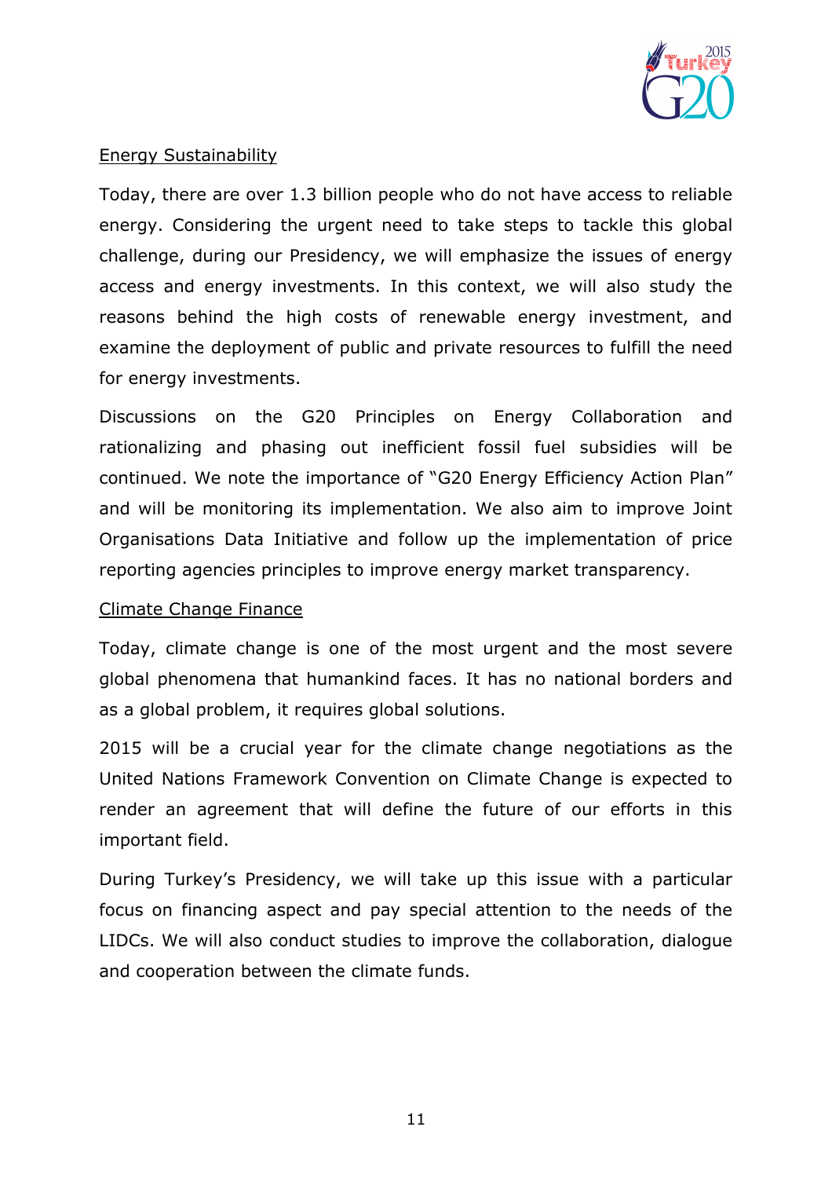## Energy Sustainability

Today, there are over 1.3 billion people who do not have access to reliable energy. Considering the urgent need to take steps to tackle this global challenge, during our Presidency, we will emphasize the issues of energy access and energy investments. In this context, we will also study the reasons behind the high costs of renewable energy investment, and examine the deployment of public and private resources to fulfill the need for energy investments.

Discussions on the G20 Principles on Energy Collaboration and rationalizing and phasing out inefficient fossil fuel subsidies will be continued. We note the importance of "G20 Energy Efficiency Action Plan" and will be monitoring its implementation. We also aim to improve Joint Organisations Data Initiative and follow up the implementation of price reporting agencies principles to improve energy market transparency.

## Climate Change Finance

Today, climate change is one of the most urgent and the most severe global phenomena that humankind faces. It has no national borders and as a global problem, it requires global solutions.

2015 will be a crucial year for the climate change negotiations as the United Nations Framework Convention on Climate Change is expected to render an agreement that will define the future of our efforts in this important field.

During Turkey's Presidency, we will take up this issue with a particular focus on financing aspect and pay special attention to the needs of the LIDCs. We will also conduct studies to improve the collaboration, dialogue and cooperation between the climate funds.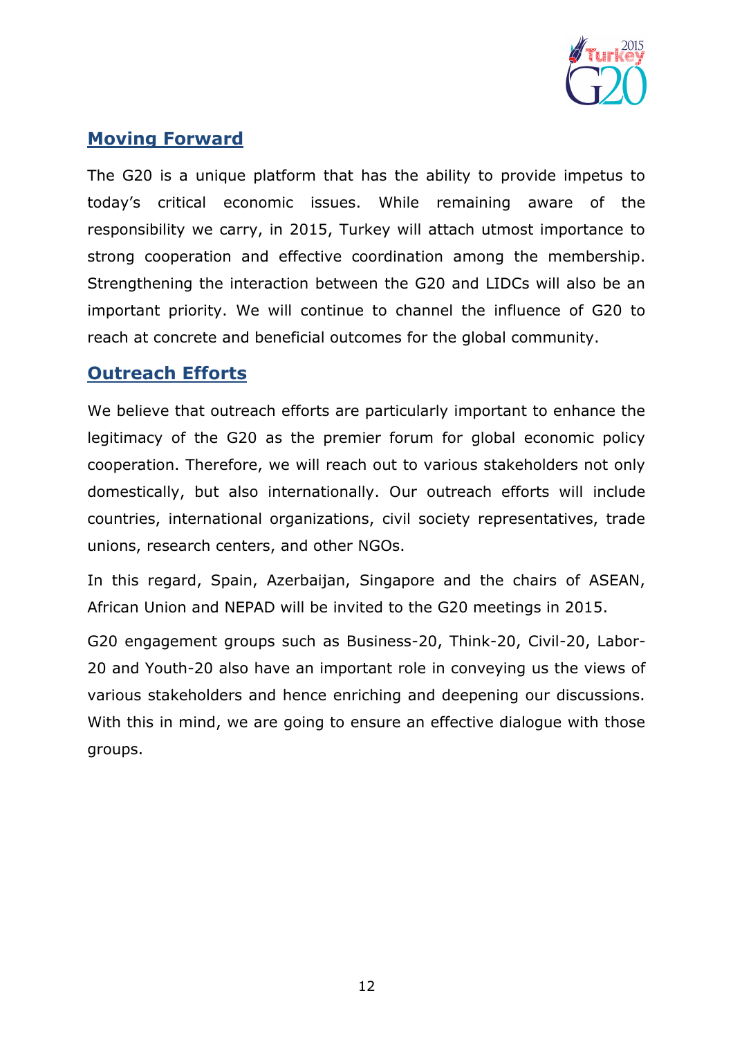## Moving Forward

The G20 is a unique platform that has the ability to provide impetus to today's critical economic issues. While remaining aware of the responsibility we carry, in 2015, Turkey will attach utmost importance to strong cooperation and effective coordination among the membership. Strengthening the interaction between the G20 and LIDCs will also be an important priority. We will continue to channel the influence of G20 to reach at concrete and beneficial outcomes for the global community.

## Outreach Efforts

We believe that outreach efforts are particularly important to enhance the legitimacy of the G20 as the premier forum for global economic policy cooperation. Therefore, we will reach out to various stakeholders not only domestically, but also internationally. Our outreach efforts will include countries, international organizations, civil society representatives, trade unions, research centers, and other NGOs.

In this regard, Spain, Azerbaijan, Singapore and the chairs of ASEAN, African Union and NEPAD will be invited to the G20 meetings in 2015.

G20 engagement groups such as Business-20, Think-20, Civil-20, Labor-20 and Youth-20 also have an important role in conveying us the views of various stakeholders and hence enriching and deepening our discussions. With this in mind, we are going to ensure an effective dialogue with those groups.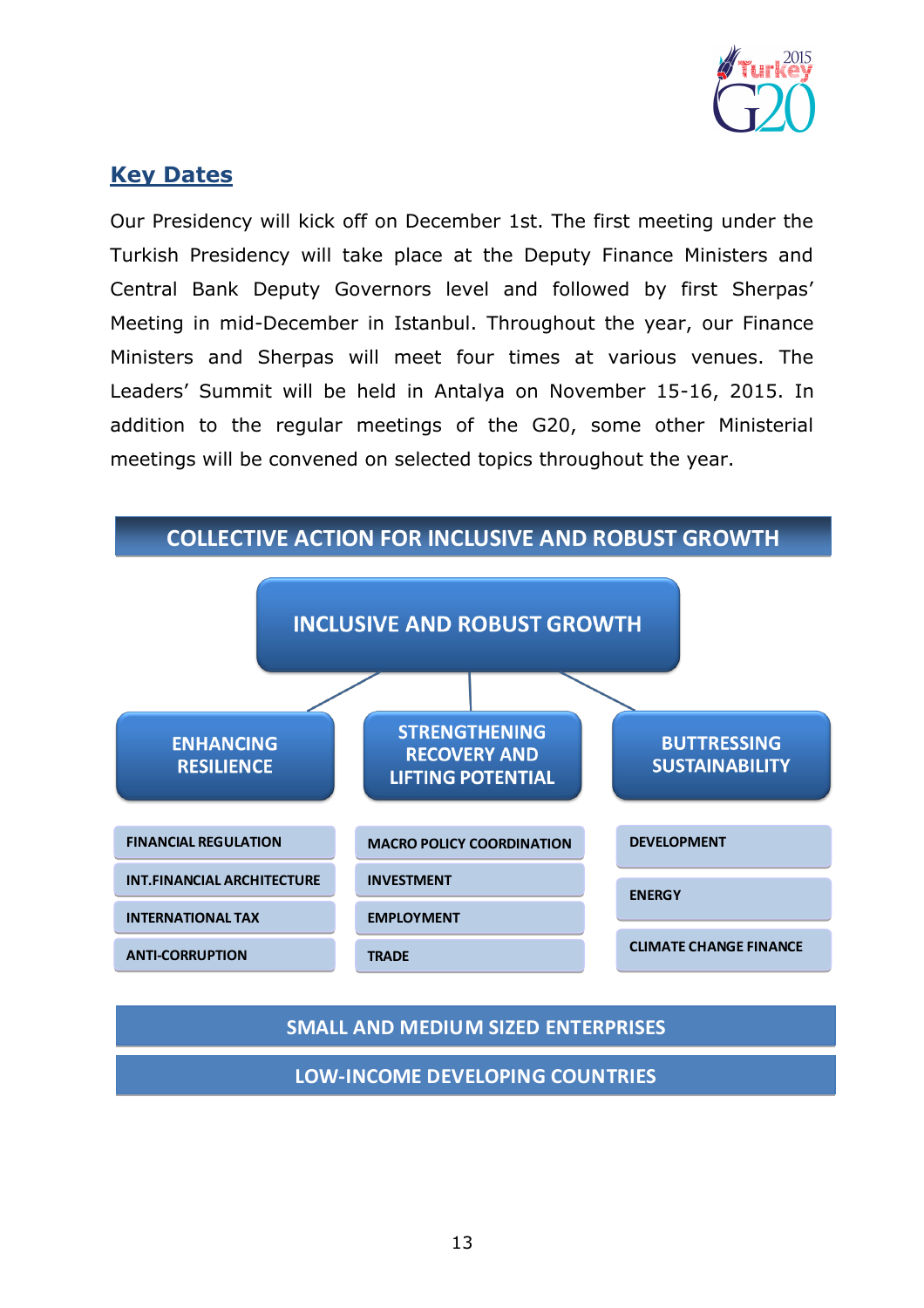## Key Dates

Our Presidency will kick off on December 1st. The first meeting under the Turkish Presidency will take place at the Deputy Finance Ministers and Central Bank Deputy Governors level and followed by first Sherpas' Meeting in mid-December in Istanbul. Throughout the year, our Finance Ministers and Sherpas will meet four times at various venues. The Leaders' Summit will be held in Antalya on November 15-16, 2015. In addition to the regular meetings of the G20, some other Ministerial meetings will be convened on selected topics throughout the year.

COLLECTIVE ACTION FOR INCLUSIVE AND ROBUST GROWTH

INCLUSIVE AND ROBUST GROWTH

ENHANCING RESILIENCE

STRENGTHENING RECOVERY AND LIFTING POTENTIAL

BUTTRESSING SUSTAINABILITY

FINANCIAL REGULATION

INT.FINANCIAL ARCHITECTURE

INTERNATIONAL TAX

ANTI-CORRUPTION

MACRO POLICY COORDINATION

INVESTMENT

EMPLOYMENT

TRADE

DEVELOPMENT

ENERGY

CLIMATE CHANGE FINANCE

SMALL AND MEDIUM SIZED ENTERPRISES

LOW-INCOME DEVELOPING COUNTRIES